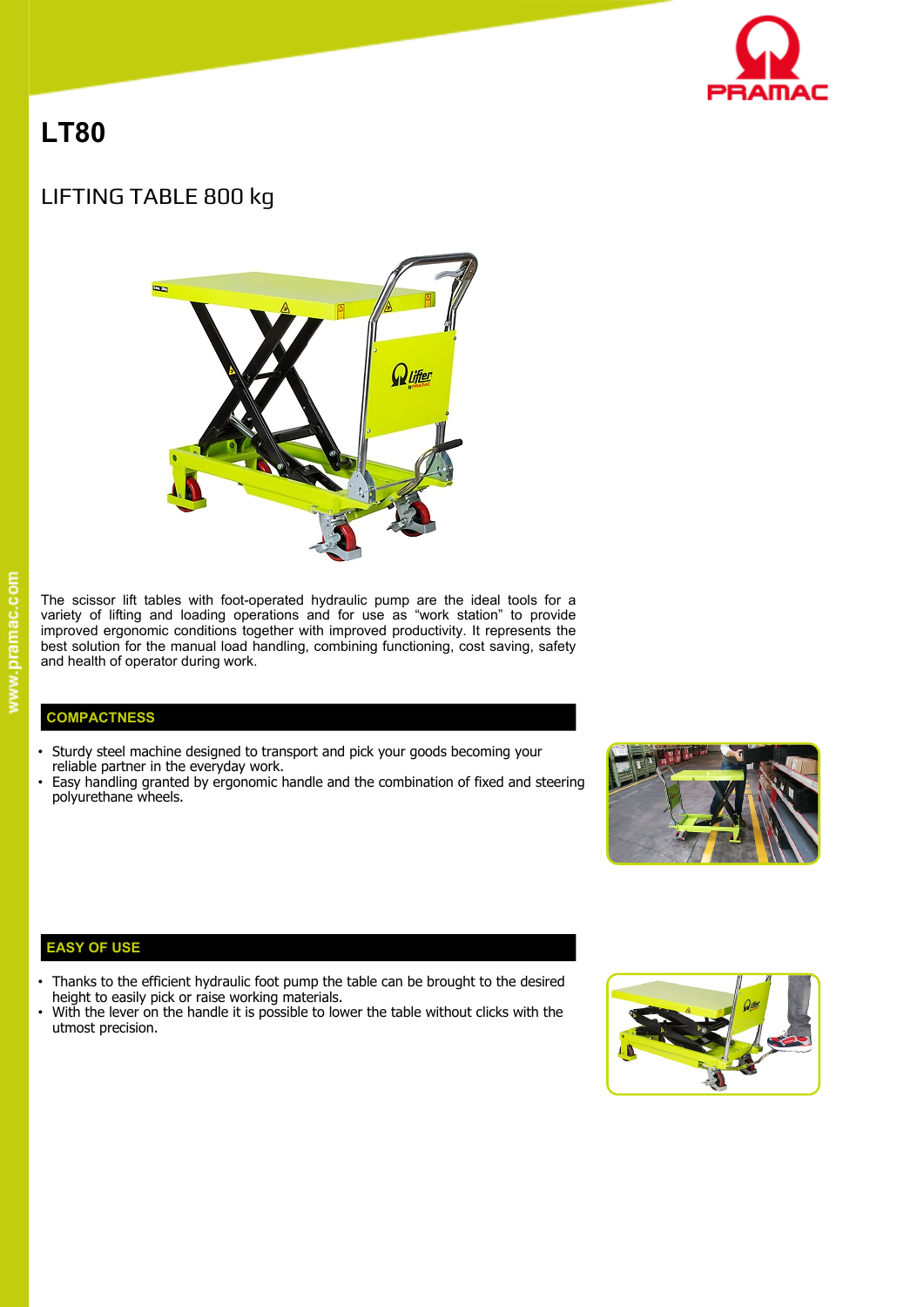# LT80

## LIFTING TABLE 800 kg

The scissor lift tables with foot-operated hydraulic pump are the ideal tools for a variety of lifting and loading operations and for use as "work station" to provide improved ergonomic conditions together with improved productivity. It represents the best solution for the manual load handling, combining functioning, cost saving, safety and health of operator during work.

### COMPACTNESS

- Sturdy steel machine designed to transport and pick your goods becoming your reliable partner in the everyday work.
- Easy handling granted by ergonomic handle and the combination of fixed and steering polyurethane wheels.

### EASY OF USE

- Thanks to the efficient hydraulic foot pump the table can be brought to the desired height to easily pick or raise working materials.
- With the lever on the handle it is possible to lower the table without clicks with the utmost precision.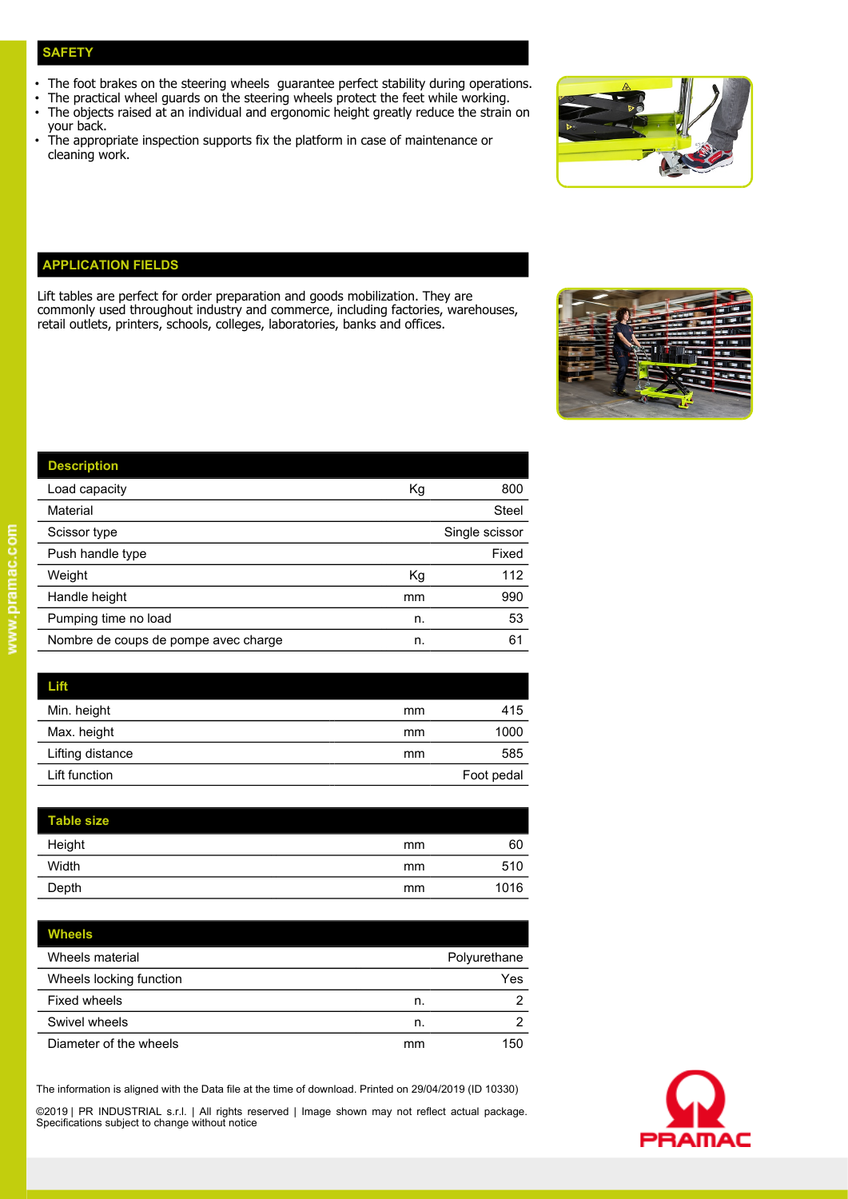## SAFETY

- The foot brakes on the steering wheels guarantee perfect stability during operations.
- The practical wheel guards on the steering wheels protect the feet while working.
- The objects raised at an individual and ergonomic height greatly reduce the strain on your back.
- The appropriate inspection supports fix the platform in case of maintenance or cleaning work.

## APPLICATION FIELDS

Lift tables are perfect for order preparation and goods mobilization. They are commonly used throughout industry and commerce, including factories, warehouses, retail outlets, printers, schools, colleges, laboratories, banks and offices.

| Description | | |
|---|---|---|
| Load capacity | Kg | 800 |
| Material | | Steel |
| Scissor type | | Single scissor |
| Push handle type | | Fixed |
| Weight | Kg | 112 |
| Handle height | mm | 990 |
| Pumping time no load | n. | 53 |
| Nombre de coups de pompe avec charge | n. | 61 |

| Lift | | |
|---|---|---|
| Min. height | mm | 415 |
| Max. height | mm | 1000 |
| Lifting distance | mm | 585 |
| Lift function | | Foot pedal |

| Table size | | |
|---|---|---|
| Height | mm | 60 |
| Width | mm | 510 |
| Depth | mm | 1016 |

| Wheels | | |
|---|---|---|
| Wheels material | | Polyurethane |
| Wheels locking function | | Yes |
| Fixed wheels | n. | 2 |
| Swivel wheels | n. | 2 |
| Diameter of the wheels | mm | 150 |

The information is aligned with the Data file at the time of download. Printed on 29/04/2019 (ID 10330)

©2019 | PR INDUSTRIAL s.r.l. | All rights reserved | Image shown may not reflect actual package. Specifications subject to change without notice